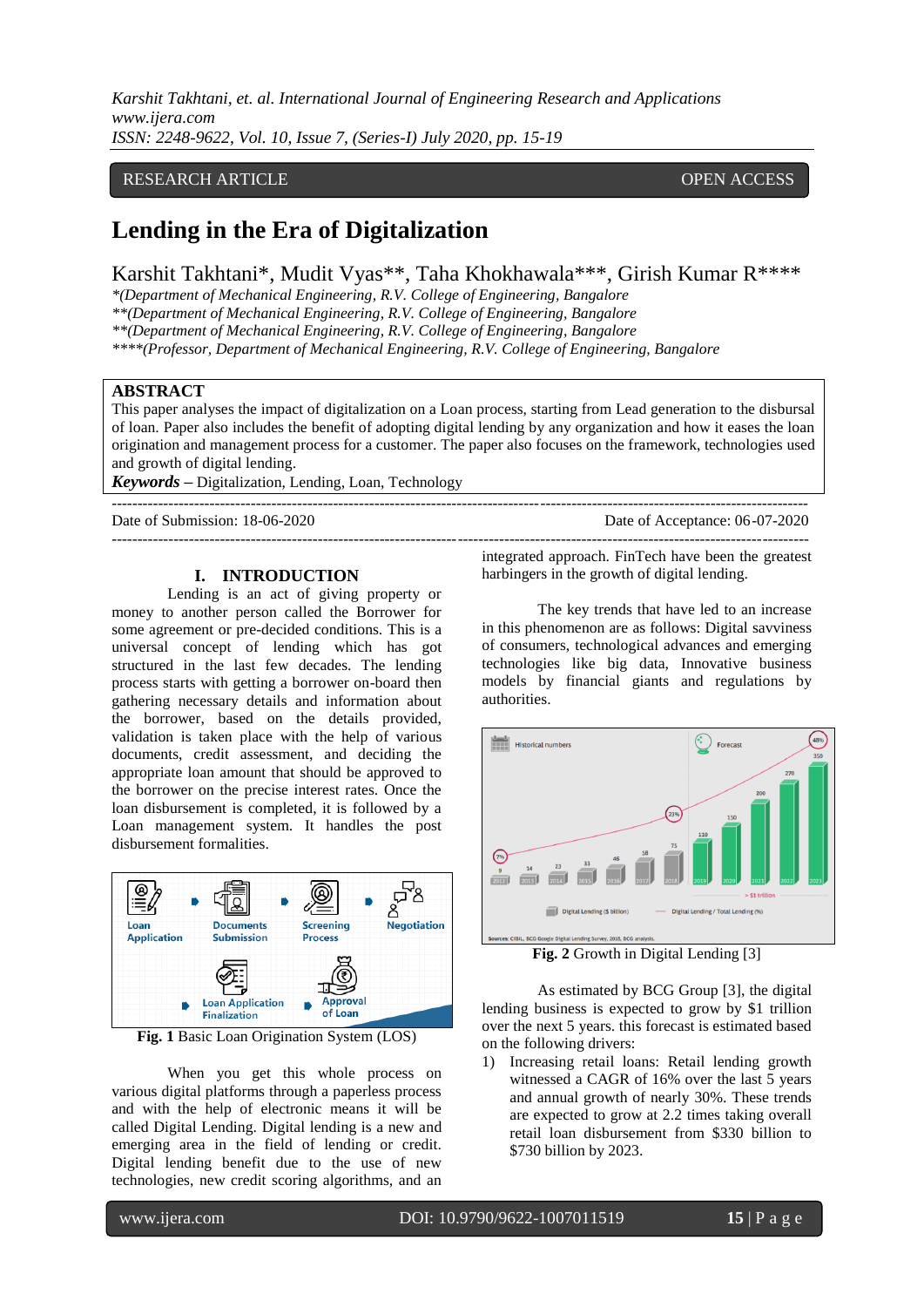RESEARCH ARTICLE OPEN ACCESS

# Lending in the Era of Digitalization

Karshit Takhtani*, Mudit Vyas**, Taha Khokhawala***, Girish Kumar R****

*(Department of Mechanical Engineering, R.V. College of Engineering, Bangalore
**(Department of Mechanical Engineering, R.V. College of Engineering, Bangalore
**(Department of Mechanical Engineering, R.V. College of Engineering, Bangalore
****(Professor, Department of Mechanical Engineering, R.V. College of Engineering, Bangalore

## ABSTRACT

This paper analyses the impact of digitalization on a Loan process, starting from Lead generation to the disbursal of loan. Paper also includes the benefit of adopting digital lending by any organization and how it eases the loan origination and management process for a customer. The paper also focuses on the framework, technologies used and growth of digital lending.

***Keywords*** **–** Digitalization, Lending, Loan, Technology

---

Date of Submission: 18-06-2020 Date of Acceptance: 06-07-2020

---

## I. INTRODUCTION

Lending is an act of giving property or money to another person called the Borrower for some agreement or pre-decided conditions. This is a universal concept of lending which has got structured in the last few decades. The lending process starts with getting a borrower on-board then gathering necessary details and information about the borrower, based on the details provided, validation is taken place with the help of various documents, credit assessment, and deciding the appropriate loan amount that should be approved to the borrower on the precise interest rates. Once the loan disbursement is completed, it is followed by a Loan management system. It handles the post disbursement formalities.

Loan Application → Documents Submission → Screening Process → Negotiation → Loan Application Finalization → Approval of Loan

**Fig. 1** Basic Loan Origination System (LOS)

When you get this whole process on various digital platforms through a paperless process and with the help of electronic means it will be called Digital Lending. Digital lending is a new and emerging area in the field of lending or credit. Digital lending benefit due to the use of new technologies, new credit scoring algorithms, and an integrated approach. FinTech have been the greatest harbingers in the growth of digital lending.

The key trends that have led to an increase in this phenomenon are as follows: Digital savviness of consumers, technological advances and emerging technologies like big data, Innovative business models by financial giants and regulations by authorities.

**Fig. 2** Growth in Digital Lending [3]

As estimated by BCG Group [3], the digital lending business is expected to grow by $1 trillion over the next 5 years. this forecast is estimated based on the following drivers:

1) Increasing retail loans: Retail lending growth witnessed a CAGR of 16% over the last 5 years and annual growth of nearly 30%. These trends are expected to grow at 2.2 times taking overall retail loan disbursement from $330 billion to $730 billion by 2023.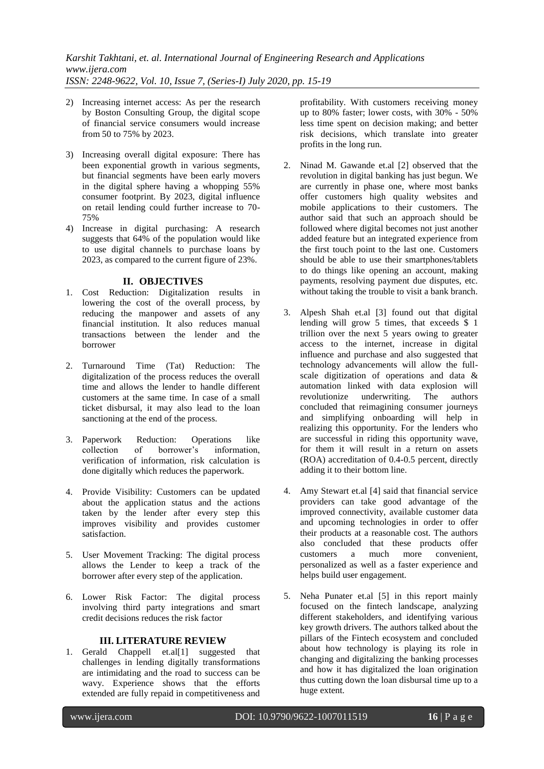2) Increasing internet access: As per the research by Boston Consulting Group, the digital scope of financial service consumers would increase from 50 to 75% by 2023.

3) Increasing overall digital exposure: There has been exponential growth in various segments, but financial segments have been early movers in the digital sphere having a whopping 55% consumer footprint. By 2023, digital influence on retail lending could further increase to 70-75%

4) Increase in digital purchasing: A research suggests that 64% of the population would like to use digital channels to purchase loans by 2023, as compared to the current figure of 23%.

## II. OBJECTIVES

1. Cost Reduction: Digitalization results in lowering the cost of the overall process, by reducing the manpower and assets of any financial institution. It also reduces manual transactions between the lender and the borrower

2. Turnaround Time (Tat) Reduction: The digitalization of the process reduces the overall time and allows the lender to handle different customers at the same time. In case of a small ticket disbursal, it may also lead to the loan sanctioning at the end of the process.

3. Paperwork Reduction: Operations like collection of borrower's information, verification of information, risk calculation is done digitally which reduces the paperwork.

4. Provide Visibility: Customers can be updated about the application status and the actions taken by the lender after every step this improves visibility and provides customer satisfaction.

5. User Movement Tracking: The digital process allows the Lender to keep a track of the borrower after every step of the application.

6. Lower Risk Factor: The digital process involving third party integrations and smart credit decisions reduces the risk factor

## III. LITERATURE REVIEW

1. Gerald Chappell et.al[1] suggested that challenges in lending digitally transformations are intimidating and the road to success can be wavy. Experience shows that the efforts extended are fully repaid in competitiveness and profitability. With customers receiving money up to 80% faster; lower costs, with 30% - 50% less time spent on decision making; and better risk decisions, which translate into greater profits in the long run.

2. Ninad M. Gawande et.al [2] observed that the revolution in digital banking has just begun. We are currently in phase one, where most banks offer customers high quality websites and mobile applications to their customers. The author said that such an approach should be followed where digital becomes not just another added feature but an integrated experience from the first touch point to the last one. Customers should be able to use their smartphones/tablets to do things like opening an account, making payments, resolving payment due disputes, etc. without taking the trouble to visit a bank branch.

3. Alpesh Shah et.al [3] found out that digital lending will grow 5 times, that exceeds $ 1 trillion over the next 5 years owing to greater access to the internet, increase in digital influence and purchase and also suggested that technology advancements will allow the full-scale digitization of operations and data & automation linked with data explosion will revolutionize underwriting. The authors concluded that reimagining consumer journeys and simplifying onboarding will help in realizing this opportunity. For the lenders who are successful in riding this opportunity wave, for them it will result in a return on assets (ROA) accreditation of 0.4-0.5 percent, directly adding it to their bottom line.

4. Amy Stewart et.al [4] said that financial service providers can take good advantage of the improved connectivity, available customer data and upcoming technologies in order to offer their products at a reasonable cost. The authors also concluded that these products offer customers a much more convenient, personalized as well as a faster experience and helps build user engagement.

5. Neha Punater et.al [5] in this report mainly focused on the fintech landscape, analyzing different stakeholders, and identifying various key growth drivers. The authors talked about the pillars of the Fintech ecosystem and concluded about how technology is playing its role in changing and digitalizing the banking processes and how it has digitalized the loan origination thus cutting down the loan disbursal time up to a huge extent.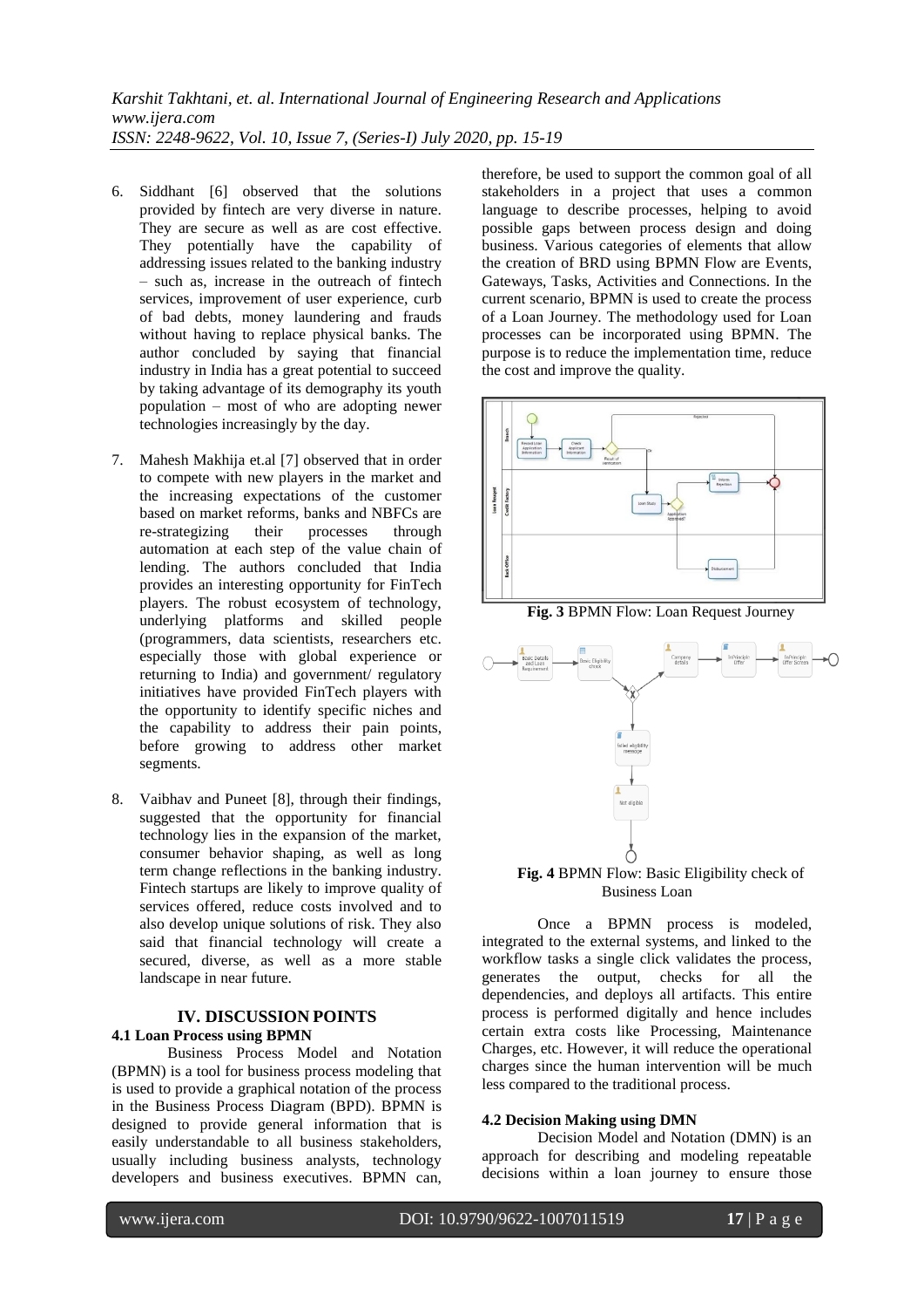6. Siddhant [6] observed that the solutions provided by fintech are very diverse in nature. They are secure as well as are cost effective. They potentially have the capability of addressing issues related to the banking industry – such as, increase in the outreach of fintech services, improvement of user experience, curb of bad debts, money laundering and frauds without having to replace physical banks. The author concluded by saying that financial industry in India has a great potential to succeed by taking advantage of its demography its youth population – most of who are adopting newer technologies increasingly by the day.

7. Mahesh Makhija et.al [7] observed that in order to compete with new players in the market and the increasing expectations of the customer based on market reforms, banks and NBFCs are re-strategizing their processes through automation at each step of the value chain of lending. The authors concluded that India provides an interesting opportunity for FinTech players. The robust ecosystem of technology, underlying platforms and skilled people (programmers, data scientists, researchers etc. especially those with global experience or returning to India) and government/ regulatory initiatives have provided FinTech players with the opportunity to identify specific niches and the capability to address their pain points, before growing to address other market segments.

8. Vaibhav and Puneet [8], through their findings, suggested that the opportunity for financial technology lies in the expansion of the market, consumer behavior shaping, as well as long term change reflections in the banking industry. Fintech startups are likely to improve quality of services offered, reduce costs involved and to also develop unique solutions of risk. They also said that financial technology will create a secured, diverse, as well as a more stable landscape in near future.

## IV. DISCUSSION POINTS

### 4.1 Loan Process using BPMN

Business Process Model and Notation (BPMN) is a tool for business process modeling that is used to provide a graphical notation of the process in the Business Process Diagram (BPD). BPMN is designed to provide general information that is easily understandable to all business stakeholders, usually including business analysts, technology developers and business executives. BPMN can, therefore, be used to support the common goal of all stakeholders in a project that uses a common language to describe processes, helping to avoid possible gaps between process design and doing business. Various categories of elements that allow the creation of BRD using BPMN Flow are Events, Gateways, Tasks, Activities and Connections. In the current scenario, BPMN is used to create the process of a Loan Journey. The methodology used for Loan processes can be incorporated using BPMN. The purpose is to reduce the implementation time, reduce the cost and improve the quality.

**Fig. 3** BPMN Flow: Loan Request Journey

**Fig. 4** BPMN Flow: Basic Eligibility check of Business Loan

Once a BPMN process is modeled, integrated to the external systems, and linked to the workflow tasks a single click validates the process, generates the output, checks for all the dependencies, and deploys all artifacts. This entire process is performed digitally and hence includes certain extra costs like Processing, Maintenance Charges, etc. However, it will reduce the operational charges since the human intervention will be much less compared to the traditional process.

### 4.2 Decision Making using DMN

Decision Model and Notation (DMN) is an approach for describing and modeling repeatable decisions within a loan journey to ensure those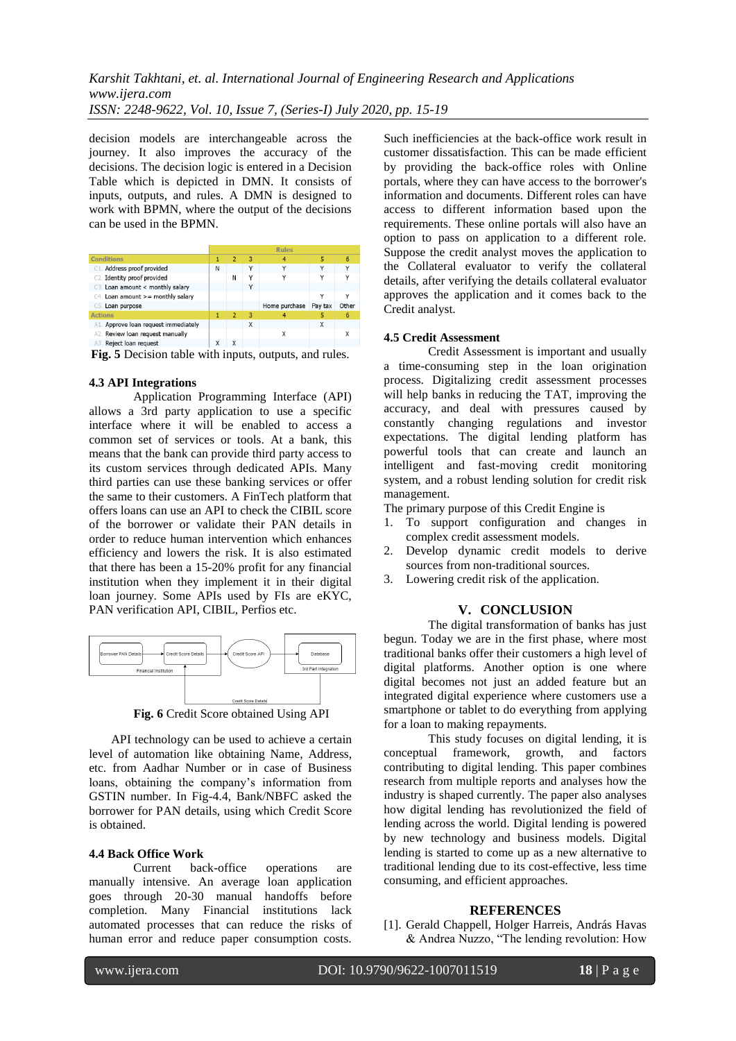decision models are interchangeable across the journey. It also improves the accuracy of the decisions. The decision logic is entered in a Decision Table which is depicted in DMN. It consists of inputs, outputs, and rules. A DMN is designed to work with BPMN, where the output of the decisions can be used in the BPMN.

| | Rules | | | | | |
|---|---|---|---|---|---|---|
| **Conditions** | 1 | 2 | 3 | 4 | 5 | 6 |
| C1 Address proof provided | N | | Y | Y | Y | Y |
| C2 Identity proof provided | | N | Y | Y | Y | Y |
| C3 Loan amount < monthly salary | | | Y | | | |
| C4 Loan amount >= monthly salary | | | | | Y | Y |
| C5 Loan purpose | | | | Home purchase | Pay tax | Other |
| **Actions** | 1 | 2 | 3 | 4 | 5 | 6 |
| A1 Approve loan request immediately | | | X | | X | |
| A2 Review loan request manually | | | | X | | X |
| A3 Reject loan request | X | X | | | | |

**Fig. 5** Decision table with inputs, outputs, and rules.

### 4.3 API Integrations

Application Programming Interface (API) allows a 3rd party application to use a specific interface where it will be enabled to access a common set of services or tools. At a bank, this means that the bank can provide third party access to its custom services through dedicated APIs. Many third parties can use these banking services or offer the same to their customers. A FinTech platform that offers loans can use an API to check the CIBIL score of the borrower or validate their PAN details in order to reduce human intervention which enhances efficiency and lowers the risk. It is also estimated that there has been a 15-20% profit for any financial institution when they implement it in their digital loan journey. Some APIs used by FIs are eKYC, PAN verification API, CIBIL, Perfios etc.

**Fig. 6** Credit Score obtained Using API

API technology can be used to achieve a certain level of automation like obtaining Name, Address, etc. from Aadhar Number or in case of Business loans, obtaining the company's information from GSTIN number. In Fig-4.4, Bank/NBFC asked the borrower for PAN details, using which Credit Score is obtained.

### 4.4 Back Office Work

Current back-office operations are manually intensive. An average loan application goes through 20-30 manual handoffs before completion. Many Financial institutions lack automated processes that can reduce the risks of human error and reduce paper consumption costs. Such inefficiencies at the back-office work result in customer dissatisfaction. This can be made efficient by providing the back-office roles with Online portals, where they can have access to the borrower's information and documents. Different roles can have access to different information based upon the requirements. These online portals will also have an option to pass on application to a different role. Suppose the credit analyst moves the application to the Collateral evaluator to verify the collateral details, after verifying the details collateral evaluator approves the application and it comes back to the Credit analyst.

### 4.5 Credit Assessment

Credit Assessment is important and usually a time-consuming step in the loan origination process. Digitalizing credit assessment processes will help banks in reducing the TAT, improving the accuracy, and deal with pressures caused by constantly changing regulations and investor expectations. The digital lending platform has powerful tools that can create and launch an intelligent and fast-moving credit monitoring system, and a robust lending solution for credit risk management.

The primary purpose of this Credit Engine is

1. To support configuration and changes in complex credit assessment models.
2. Develop dynamic credit models to derive sources from non-traditional sources.
3. Lowering credit risk of the application.

## V. CONCLUSION

The digital transformation of banks has just begun. Today we are in the first phase, where most traditional banks offer their customers a high level of digital platforms. Another option is one where digital becomes not just an added feature but an integrated digital experience where customers use a smartphone or tablet to do everything from applying for a loan to making repayments.

This study focuses on digital lending, it is conceptual framework, growth, and factors contributing to digital lending. This paper combines research from multiple reports and analyses how the industry is shaped currently. The paper also analyses how digital lending has revolutionized the field of lending across the world. Digital lending is powered by new technology and business models. Digital lending is started to come up as a new alternative to traditional lending due to its cost-effective, less time consuming, and efficient approaches.

## REFERENCES

[1]. Gerald Chappell, Holger Harreis, András Havas & Andrea Nuzzo, "The lending revolution: How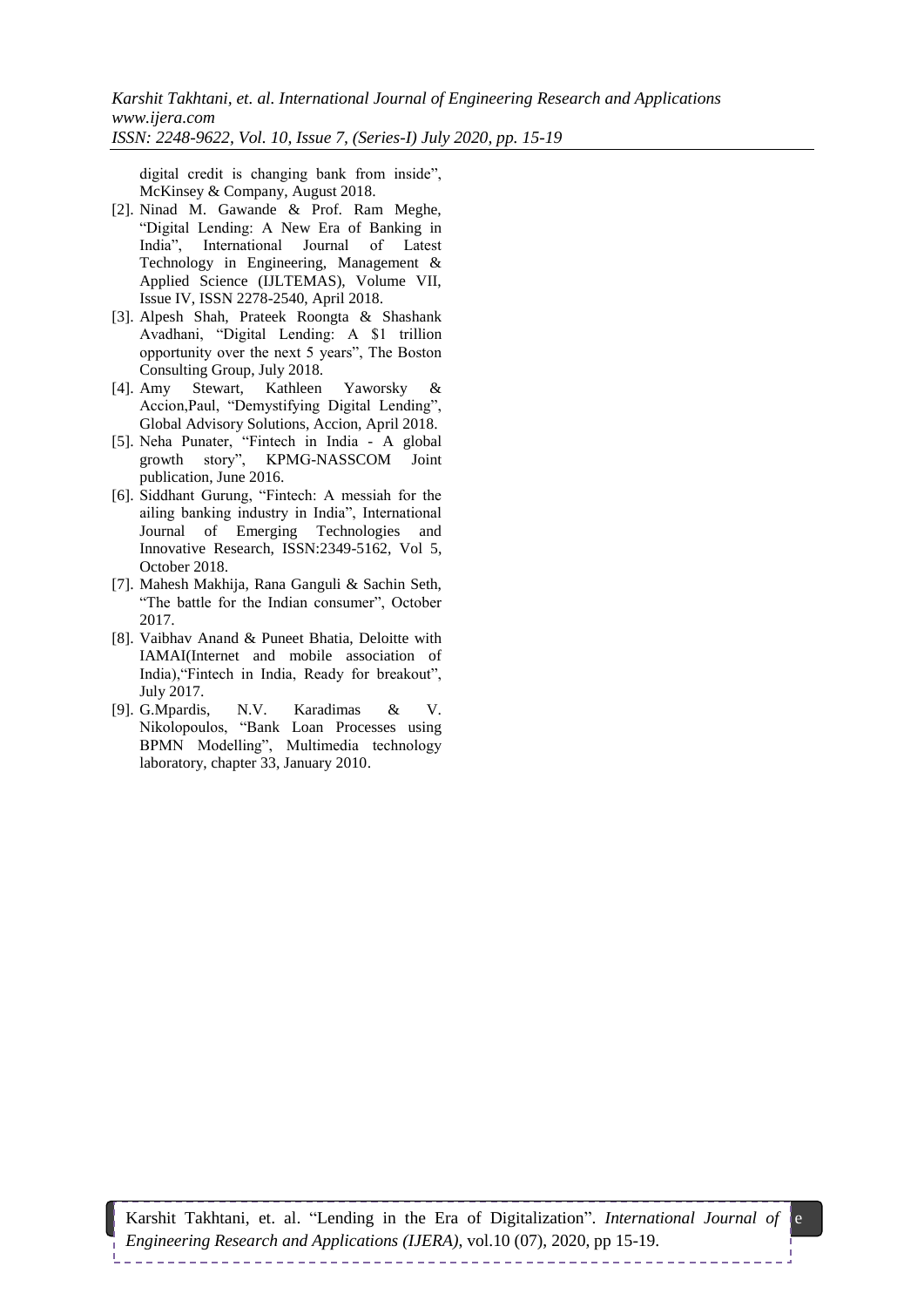digital credit is changing bank from inside", McKinsey & Company, August 2018.

[2]. Ninad M. Gawande & Prof. Ram Meghe, "Digital Lending: A New Era of Banking in India", International Journal of Latest Technology in Engineering, Management & Applied Science (IJLTEMAS), Volume VII, Issue IV, ISSN 2278-2540, April 2018.

[3]. Alpesh Shah, Prateek Roongta & Shashank Avadhani, "Digital Lending: A $1 trillion opportunity over the next 5 years", The Boston Consulting Group, July 2018.

[4]. Amy Stewart, Kathleen Yaworsky & Accion,Paul, "Demystifying Digital Lending", Global Advisory Solutions, Accion, April 2018.

[5]. Neha Punater, "Fintech in India - A global growth story", KPMG-NASSCOM Joint publication, June 2016.

[6]. Siddhant Gurung, "Fintech: A messiah for the ailing banking industry in India", International Journal of Emerging Technologies and Innovative Research, ISSN:2349-5162, Vol 5, October 2018.

[7]. Mahesh Makhija, Rana Ganguli & Sachin Seth, "The battle for the Indian consumer", October 2017.

[8]. Vaibhav Anand & Puneet Bhatia, Deloitte with IAMAI(Internet and mobile association of India),"Fintech in India, Ready for breakout", July 2017.

[9]. G.Mpardis, N.V. Karadimas & V. Nikolopoulos, "Bank Loan Processes using BPMN Modelling", Multimedia technology laboratory, chapter 33, January 2010.

Karshit Takhtani, et. al. "Lending in the Era of Digitalization". *International Journal of Engineering Research and Applications (IJERA)*, vol.10 (07), 2020, pp 15-19.